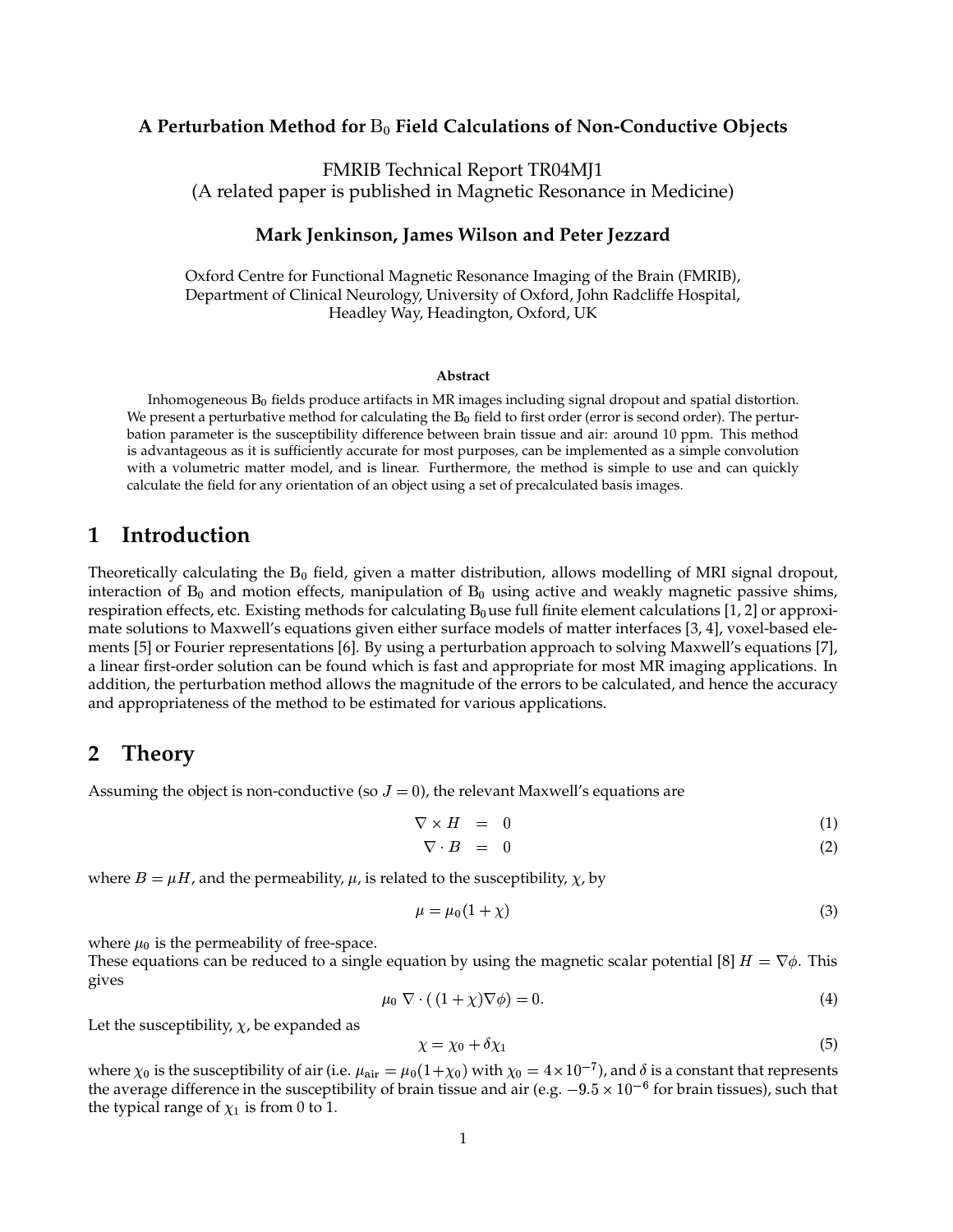# A Perturbation Method for $B_0$ Field Calculations of Non-Conductive Objects

FMRIB Technical Report TR04MJ1
(A related paper is published in Magnetic Resonance in Medicine)

**Mark Jenkinson, James Wilson and Peter Jezzard**

Oxford Centre for Functional Magnetic Resonance Imaging of the Brain (FMRIB), Department of Clinical Neurology, University of Oxford, John Radcliffe Hospital, Headley Way, Headington, Oxford, UK

**Abstract**

Inhomogeneous $B_0$ fields produce artifacts in MR images including signal dropout and spatial distortion. We present a perturbative method for calculating the $B_0$ field to first order (error is second order). The perturbation parameter is the susceptibility difference between brain tissue and air: around 10 ppm. This method is advantageous as it is sufficiently accurate for most purposes, can be implemented as a simple convolution with a volumetric matter model, and is linear. Furthermore, the method is simple to use and can quickly calculate the field for any orientation of an object using a set of precalculated basis images.

## 1 Introduction

Theoretically calculating the $B_0$ field, given a matter distribution, allows modelling of MRI signal dropout, interaction of $B_0$ and motion effects, manipulation of $B_0$ using active and weakly magnetic passive shims, respiration effects, etc. Existing methods for calculating $B_0$ use full finite element calculations [1, 2] or approximate solutions to Maxwell's equations given either surface models of matter interfaces [3, 4], voxel-based elements [5] or Fourier representations [6]. By using a perturbation approach to solving Maxwell's equations [7], a linear first-order solution can be found which is fast and appropriate for most MR imaging applications. In addition, the perturbation method allows the magnitude of the errors to be calculated, and hence the accuracy and appropriateness of the method to be estimated for various applications.

## 2 Theory

Assuming the object is non-conductive (so $J = 0$), the relevant Maxwell's equations are

$$\nabla \times H = 0 \tag{1}$$

$$\nabla \cdot B = 0 \tag{2}$$

where $B = \mu H$, and the permeability, $\mu$, is related to the susceptibility, $\chi$, by

$$\mu = \mu_0(1 + \chi) \tag{3}$$

where $\mu_0$ is the permeability of free-space.
These equations can be reduced to a single equation by using the magnetic scalar potential [8] $H = \nabla\phi$. This gives

$$\mu_0 \; \nabla \cdot (\, (1 + \chi)\nabla\phi) = 0. \tag{4}$$

Let the susceptibility, $\chi$, be expanded as

$$\chi = \chi_0 + \delta\chi_1 \tag{5}$$

where $\chi_0$ is the susceptibility of air (i.e. $\mu_{\text{air}} = \mu_0(1+\chi_0)$ with $\chi_0 = 4\times10^{-7}$), and $\delta$ is a constant that represents the average difference in the susceptibility of brain tissue and air (e.g. $-9.5 \times 10^{-6}$ for brain tissues), such that the typical range of $\chi_1$ is from 0 to 1.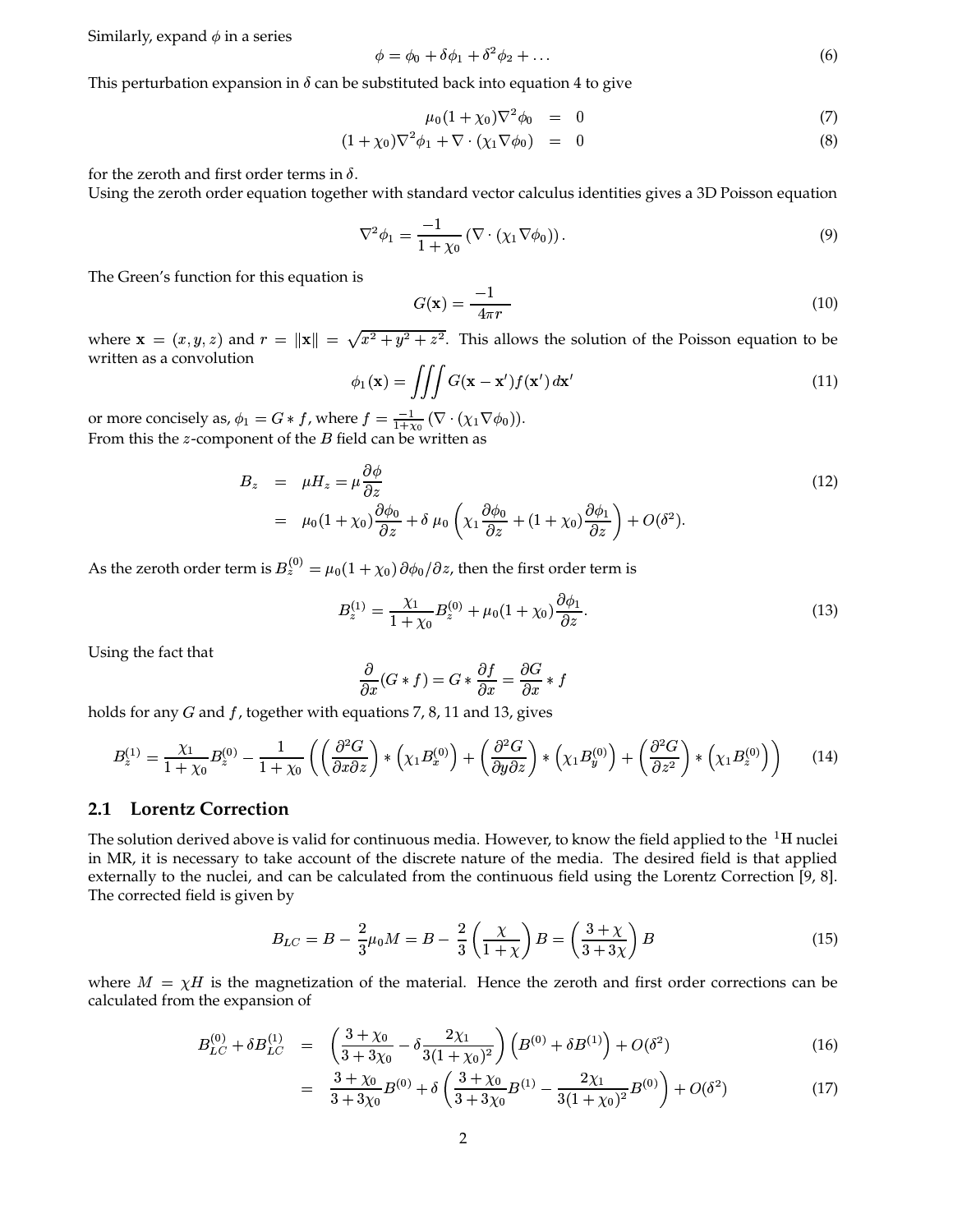Similarly, expand $\phi$ in a series

$$\phi = \phi_0 + \delta\phi_1 + \delta^2\phi_2 + \dots \tag{6}$$

This perturbation expansion in $\delta$ can be substituted back into equation 4 to give

$$\begin{aligned}
\mu_0(1+\chi_0)\nabla^2\phi_0 &= 0 &(7)\\
(1+\chi_0)\nabla^2\phi_1 + \nabla\cdot(\chi_1\nabla\phi_0) &= 0 &(8)
\end{aligned}$$

for the zeroth and first order terms in $\delta$.

Using the zeroth order equation together with standard vector calculus identities gives a 3D Poisson equation

$$\nabla^2\phi_1 = \frac{-1}{1+\chi_0}\left(\nabla\cdot(\chi_1\nabla\phi_0)\right). \tag{9}$$

The Green's function for this equation is

$$G(\mathbf{x}) = \frac{-1}{4\pi r} \tag{10}$$

where $\mathbf{x} = (x, y, z)$ and $r = \|\mathbf{x}\| = \sqrt{x^2+y^2+z^2}$. This allows the solution of the Poisson equation to be written as a convolution

$$\phi_1(\mathbf{x}) = \iiint G(\mathbf{x}-\mathbf{x}')f(\mathbf{x}')\,d\mathbf{x}' \tag{11}$$

or more concisely as, $\phi_1 = G * f$, where $f = \frac{-1}{1+\chi_0}\left(\nabla\cdot(\chi_1\nabla\phi_0)\right)$.

From this the $z$-component of the $B$ field can be written as

$$\begin{aligned}
B_z &= \mu H_z = \mu\frac{\partial\phi}{\partial z} &(12)\\
&= \mu_0(1+\chi_0)\frac{\partial\phi_0}{\partial z} + \delta\,\mu_0\left(\chi_1\frac{\partial\phi_0}{\partial z} + (1+\chi_0)\frac{\partial\phi_1}{\partial z}\right) + O(\delta^2).
\end{aligned}$$

As the zeroth order term is $B_z^{(0)} = \mu_0(1+\chi_0)\,\partial\phi_0/\partial z$, then the first order term is

$$B_z^{(1)} = \frac{\chi_1}{1+\chi_0}B_z^{(0)} + \mu_0(1+\chi_0)\frac{\partial\phi_1}{\partial z}. \tag{13}$$

Using the fact that

$$\frac{\partial}{\partial x}(G*f) = G*\frac{\partial f}{\partial x} = \frac{\partial G}{\partial x}*f$$

holds for any $G$ and $f$, together with equations 7, 8, 11 and 13, gives

$$B_z^{(1)} = \frac{\chi_1}{1+\chi_0}B_z^{(0)} - \frac{1}{1+\chi_0}\left(\left(\frac{\partial^2 G}{\partial x\partial z}\right)*\left(\chi_1 B_x^{(0)}\right) + \left(\frac{\partial^2 G}{\partial y\partial z}\right)*\left(\chi_1 B_y^{(0)}\right) + \left(\frac{\partial^2 G}{\partial z^2}\right)*\left(\chi_1 B_z^{(0)}\right)\right) \tag{14}$$

## 2.1 Lorentz Correction

The solution derived above is valid for continuous media. However, to know the field applied to the $^1$H nuclei in MR, it is necessary to take account of the discrete nature of the media. The desired field is that applied externally to the nuclei, and can be calculated from the continuous field using the Lorentz Correction [9, 8]. The corrected field is given by

$$B_{LC} = B - \frac{2}{3}\mu_0 M = B - \frac{2}{3}\left(\frac{\chi}{1+\chi}\right)B = \left(\frac{3+\chi}{3+3\chi}\right)B \tag{15}$$

where $M = \chi H$ is the magnetization of the material. Hence the zeroth and first order corrections can be calculated from the expansion of

$$\begin{aligned}
B_{LC}^{(0)} + \delta B_{LC}^{(1)} &= \left(\frac{3+\chi_0}{3+3\chi_0} - \delta\frac{2\chi_1}{3(1+\chi_0)^2}\right)\left(B^{(0)} + \delta B^{(1)}\right) + O(\delta^2) &(16)\\
&= \frac{3+\chi_0}{3+3\chi_0}B^{(0)} + \delta\left(\frac{3+\chi_0}{3+3\chi_0}B^{(1)} - \frac{2\chi_1}{3(1+\chi_0)^2}B^{(0)}\right) + O(\delta^2) &(17)
\end{aligned}$$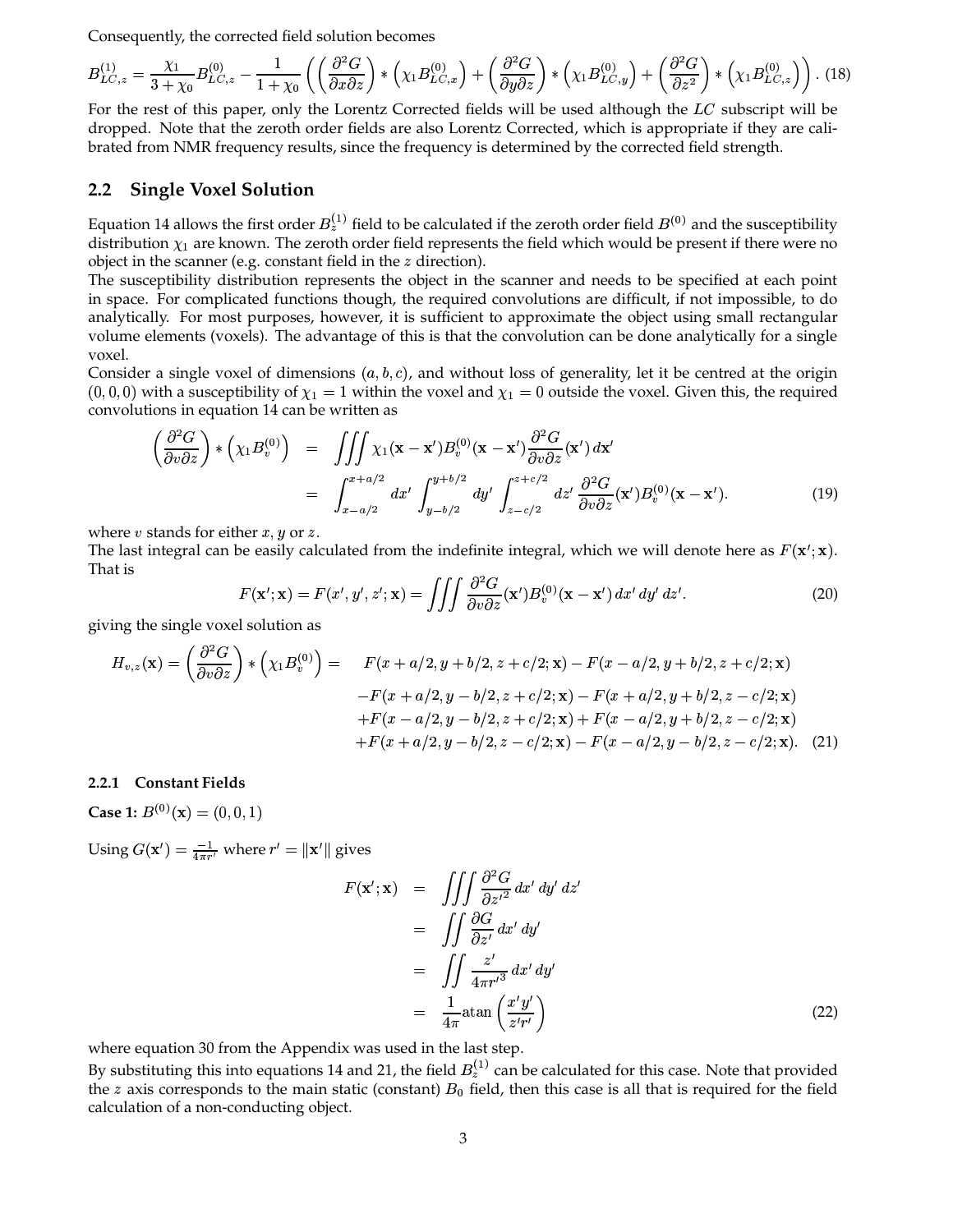Consequently, the corrected field solution becomes

$$B^{(1)}_{LC,z} = \frac{\chi_1}{3+\chi_0} B^{(0)}_{LC,z} - \frac{1}{1+\chi_0} \left( \left( \frac{\partial^2 G}{\partial x \partial z} \right) * \left( \chi_1 B^{(0)}_{LC,x} \right) + \left( \frac{\partial^2 G}{\partial y \partial z} \right) * \left( \chi_1 B^{(0)}_{LC,y} \right) + \left( \frac{\partial^2 G}{\partial z^2} \right) * \left( \chi_1 B^{(0)}_{LC,z} \right) \right). \quad (18)$$

For the rest of this paper, only the Lorentz Corrected fields will be used although the $LC$ subscript will be dropped. Note that the zeroth order fields are also Lorentz Corrected, which is appropriate if they are calibrated from NMR frequency results, since the frequency is determined by the corrected field strength.

## 2.2 Single Voxel Solution

Equation 14 allows the first order $B^{(1)}_z$ field to be calculated if the zeroth order field $B^{(0)}$ and the susceptibility distribution $\chi_1$ are known. The zeroth order field represents the field which would be present if there were no object in the scanner (e.g. constant field in the $z$ direction).

The susceptibility distribution represents the object in the scanner and needs to be specified at each point in space. For complicated functions though, the required convolutions are difficult, if not impossible, to do analytically. For most purposes, however, it is sufficient to approximate the object using small rectangular volume elements (voxels). The advantage of this is that the convolution can be done analytically for a single voxel.

Consider a single voxel of dimensions $(a, b, c)$, and without loss of generality, let it be centred at the origin $(0, 0, 0)$ with a susceptibility of $\chi_1 = 1$ within the voxel and $\chi_1 = 0$ outside the voxel. Given this, the required convolutions in equation 14 can be written as

$$\begin{aligned} \left( \frac{\partial^2 G}{\partial v \partial z} \right) * \left( \chi_1 B^{(0)}_v \right) &= \iiint \chi_1(\mathbf{x} - \mathbf{x}') B^{(0)}_v(\mathbf{x} - \mathbf{x}') \frac{\partial^2 G}{\partial v \partial z}(\mathbf{x}')\, d\mathbf{x}' \\ &= \int_{x-a/2}^{x+a/2} dx' \int_{y-b/2}^{y+b/2} dy' \int_{z-c/2}^{z+c/2} dz'\, \frac{\partial^2 G}{\partial v \partial z}(\mathbf{x}') B^{(0)}_v(\mathbf{x} - \mathbf{x}'). \end{aligned} \quad (19)$$

where $v$ stands for either $x, y$ or $z$.

The last integral can be easily calculated from the indefinite integral, which we will denote here as $F(\mathbf{x}'; \mathbf{x})$. That is

$$F(\mathbf{x}'; \mathbf{x}) = F(x', y', z'; \mathbf{x}) = \iiint \frac{\partial^2 G}{\partial v \partial z}(\mathbf{x}') B^{(0)}_v(\mathbf{x} - \mathbf{x}')\, dx'\, dy'\, dz'. \quad (20)$$

giving the single voxel solution as

$$\begin{aligned} H_{v,z}(\mathbf{x}) = \left( \frac{\partial^2 G}{\partial v \partial z} \right) * \left( \chi_1 B^{(0)}_v \right) = \quad & F(x + a/2, y + b/2, z + c/2; \mathbf{x}) - F(x - a/2, y + b/2, z + c/2; \mathbf{x}) \\ & - F(x + a/2, y - b/2, z + c/2; \mathbf{x}) - F(x + a/2, y + b/2, z - c/2; \mathbf{x}) \\ & + F(x - a/2, y - b/2, z + c/2; \mathbf{x}) + F(x - a/2, y + b/2, z - c/2; \mathbf{x}) \\ & + F(x + a/2, y - b/2, z - c/2; \mathbf{x}) - F(x - a/2, y - b/2, z - c/2; \mathbf{x}). \end{aligned} \quad (21)$$

#### 2.2.1 Constant Fields

**Case 1:** $B^{(0)}(\mathbf{x}) = (0, 0, 1)$

Using $G(\mathbf{x}') = \frac{-1}{4\pi r'}$ where $r' = \|\mathbf{x}'\|$ gives

$$\begin{aligned} F(\mathbf{x}'; \mathbf{x}) &= \iiint \frac{\partial^2 G}{\partial z'^2}\, dx'\, dy'\, dz' \\ &= \iint \frac{\partial G}{\partial z'}\, dx'\, dy' \\ &= \iint \frac{z'}{4\pi r'^3}\, dx'\, dy' \\ &= \frac{1}{4\pi} \mathrm{atan}\left( \frac{x' y'}{z' r'} \right) \end{aligned} \quad (22)$$

where equation 30 from the Appendix was used in the last step.

By substituting this into equations 14 and 21, the field $B^{(1)}_z$ can be calculated for this case. Note that provided the $z$ axis corresponds to the main static (constant) $B_0$ field, then this case is all that is required for the field calculation of a non-conducting object.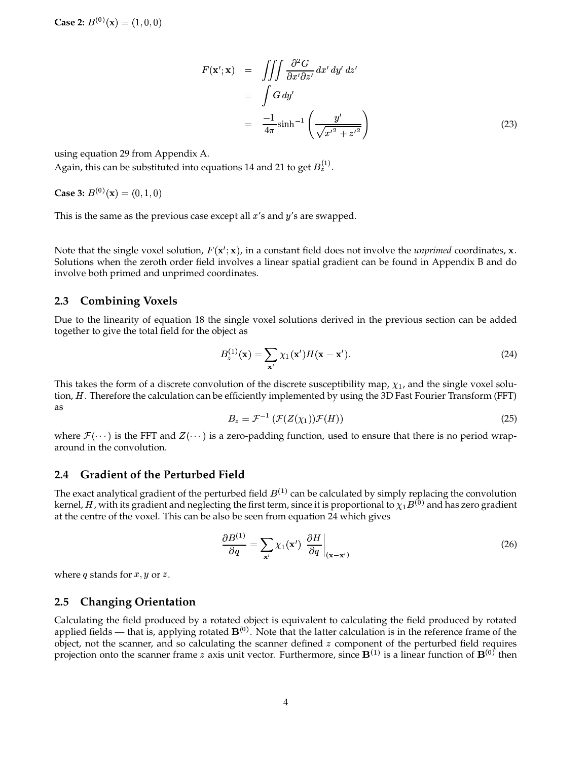**Case 2:** $B^{(0)}(\mathbf{x}) = (1, 0, 0)$

$$
\begin{aligned}
F(\mathbf{x}'; \mathbf{x}) &= \iiint \frac{\partial^2 G}{\partial x' \partial z'} \, dx' \, dy' \, dz' \\
&= \int G \, dy' \\
&= \frac{-1}{4\pi} \sinh^{-1} \left( \frac{y'}{\sqrt{x'^2 + z'^2}} \right)
\end{aligned}
\tag{23}
$$

using equation 29 from Appendix A.
Again, this can be substituted into equations 14 and 21 to get $B_z^{(1)}$.

**Case 3:** $B^{(0)}(\mathbf{x}) = (0, 1, 0)$

This is the same as the previous case except all $x$'s and $y$'s are swapped.

Note that the single voxel solution, $F(\mathbf{x}'; \mathbf{x})$, in a constant field does not involve the *unprimed* coordinates, $\mathbf{x}$. Solutions when the zeroth order field involves a linear spatial gradient can be found in Appendix B and do involve both primed and unprimed coordinates.

## 2.3 Combining Voxels

Due to the linearity of equation 18 the single voxel solutions derived in the previous section can be added together to give the total field for the object as

$$
B_z^{(1)}(\mathbf{x}) = \sum_{\mathbf{x}'} \chi_1(\mathbf{x}') H(\mathbf{x} - \mathbf{x}'). \tag{24}
$$

This takes the form of a discrete convolution of the discrete susceptibility map, $\chi_1$, and the single voxel solution, $H$. Therefore the calculation can be efficiently implemented by using the 3D Fast Fourier Transform (FFT) as

$$
B_z = \mathcal{F}^{-1} \left( \mathcal{F}(Z(\chi_1)) \mathcal{F}(H) \right) \tag{25}
$$

where $\mathcal{F}(\cdots)$ is the FFT and $Z(\cdots)$ is a zero-padding function, used to ensure that there is no period wrap-around in the convolution.

## 2.4 Gradient of the Perturbed Field

The exact analytical gradient of the perturbed field $B^{(1)}$ can be calculated by simply replacing the convolution kernel, $H$, with its gradient and neglecting the first term, since it is proportional to $\chi_1 B^{(0)}$ and has zero gradient at the centre of the voxel. This can be also be seen from equation 24 which gives

$$
\frac{\partial B^{(1)}}{\partial q} = \sum_{\mathbf{x}'} \chi_1(\mathbf{x}') \left. \frac{\partial H}{\partial q} \right|_{(\mathbf{x} - \mathbf{x}')} \tag{26}
$$

where $q$ stands for $x, y$ or $z$.

## 2.5 Changing Orientation

Calculating the field produced by a rotated object is equivalent to calculating the field produced by rotated applied fields — that is, applying rotated $\mathbf{B}^{(0)}$. Note that the latter calculation is in the reference frame of the object, not the scanner, and so calculating the scanner defined $z$ component of the perturbed field requires projection onto the scanner frame $z$ axis unit vector. Furthermore, since $\mathbf{B}^{(1)}$ is a linear function of $\mathbf{B}^{(0)}$ then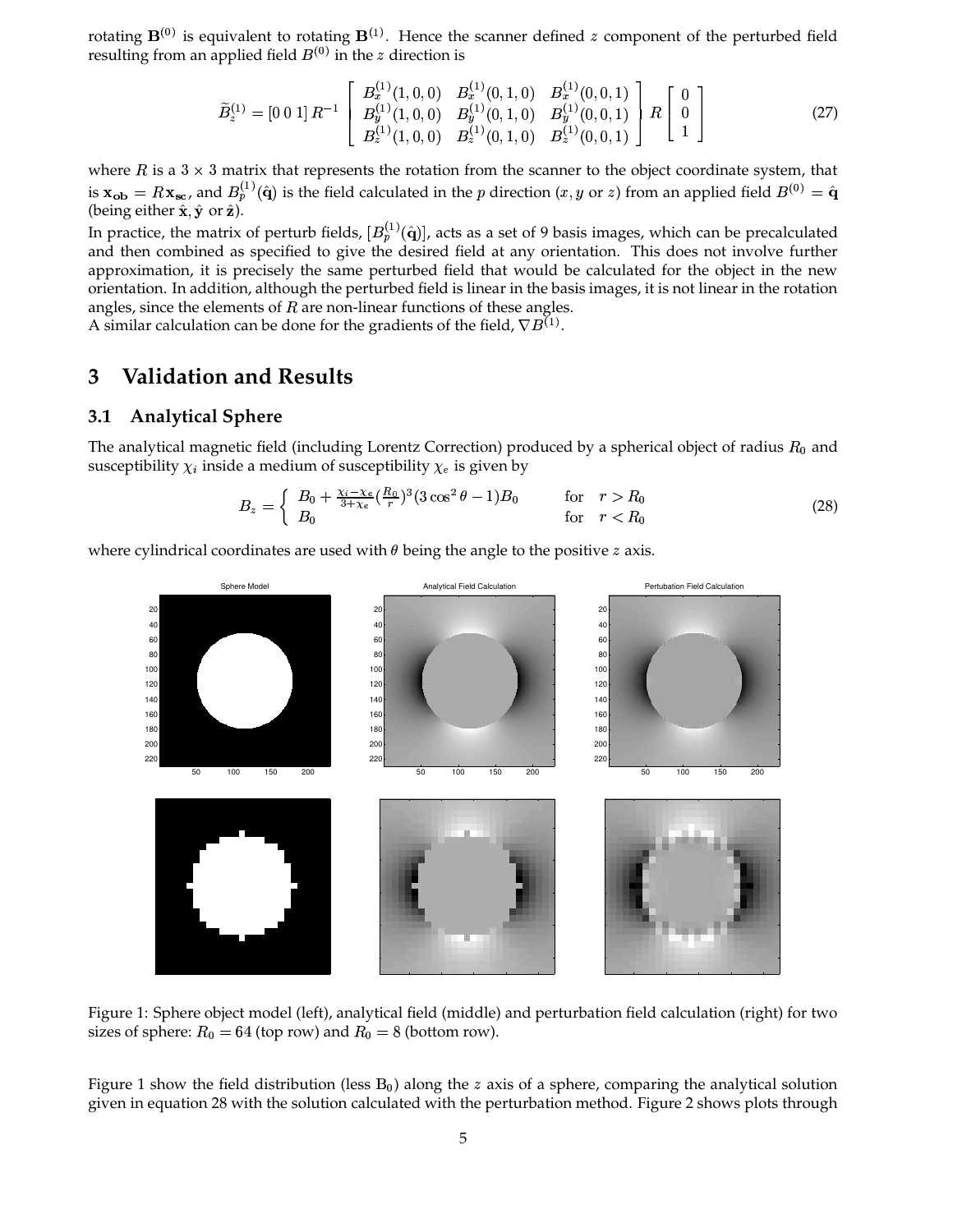rotating $\mathbf{B}^{(0)}$ is equivalent to rotating $\mathbf{B}^{(1)}$. Hence the scanner defined $z$ component of the perturbed field resulting from an applied field $B^{(0)}$ in the $z$ direction is

$$\widetilde{B}_z^{(1)} = [0\;0\;1]\, R^{-1} \begin{bmatrix} B_x^{(1)}(1,0,0) & B_x^{(1)}(0,1,0) & B_x^{(1)}(0,0,1) \\ B_y^{(1)}(1,0,0) & B_y^{(1)}(0,1,0) & B_y^{(1)}(0,0,1) \\ B_z^{(1)}(1,0,0) & B_z^{(1)}(0,1,0) & B_z^{(1)}(0,0,1) \end{bmatrix} R \begin{bmatrix} 0 \\ 0 \\ 1 \end{bmatrix} \tag{27}$$

where $R$ is a $3 \times 3$ matrix that represents the rotation from the scanner to the object coordinate system, that is $\mathbf{x_{ob}} = R\mathbf{x_{sc}}$, and $B_p^{(1)}(\hat{\mathbf{q}})$ is the field calculated in the $p$ direction ($x, y$ or $z$) from an applied field $B^{(0)} = \hat{\mathbf{q}}$ (being either $\hat{\mathbf{x}}, \hat{\mathbf{y}}$ or $\hat{\mathbf{z}}$).

In practice, the matrix of perturb fields, $[B_p^{(1)}(\hat{\mathbf{q}})]$, acts as a set of 9 basis images, which can be precalculated and then combined as specified to give the desired field at any orientation. This does not involve further approximation, it is precisely the same perturbed field that would be calculated for the object in the new orientation. In addition, although the perturbed field is linear in the basis images, it is not linear in the rotation angles, since the elements of $R$ are non-linear functions of these angles.

A similar calculation can be done for the gradients of the field, $\nabla B^{(1)}$.

# 3 Validation and Results

## 3.1 Analytical Sphere

The analytical magnetic field (including Lorentz Correction) produced by a spherical object of radius $R_0$ and susceptibility $\chi_i$ inside a medium of susceptibility $\chi_e$ is given by

$$B_z = \begin{cases} B_0 + \frac{\chi_i - \chi_e}{3+\chi_e}(\frac{R_0}{r})^3(3\cos^2\theta - 1)B_0 & \text{for} \quad r > R_0 \\ B_0 & \text{for} \quad r < R_0 \end{cases} \tag{28}$$

where cylindrical coordinates are used with $\theta$ being the angle to the positive $z$ axis.

Figure 1: Sphere object model (left), analytical field (middle) and perturbation field calculation (right) for two sizes of sphere: $R_0 = 64$ (top row) and $R_0 = 8$ (bottom row).

Figure 1 show the field distribution (less $B_0$) along the $z$ axis of a sphere, comparing the analytical solution given in equation 28 with the solution calculated with the perturbation method. Figure 2 shows plots through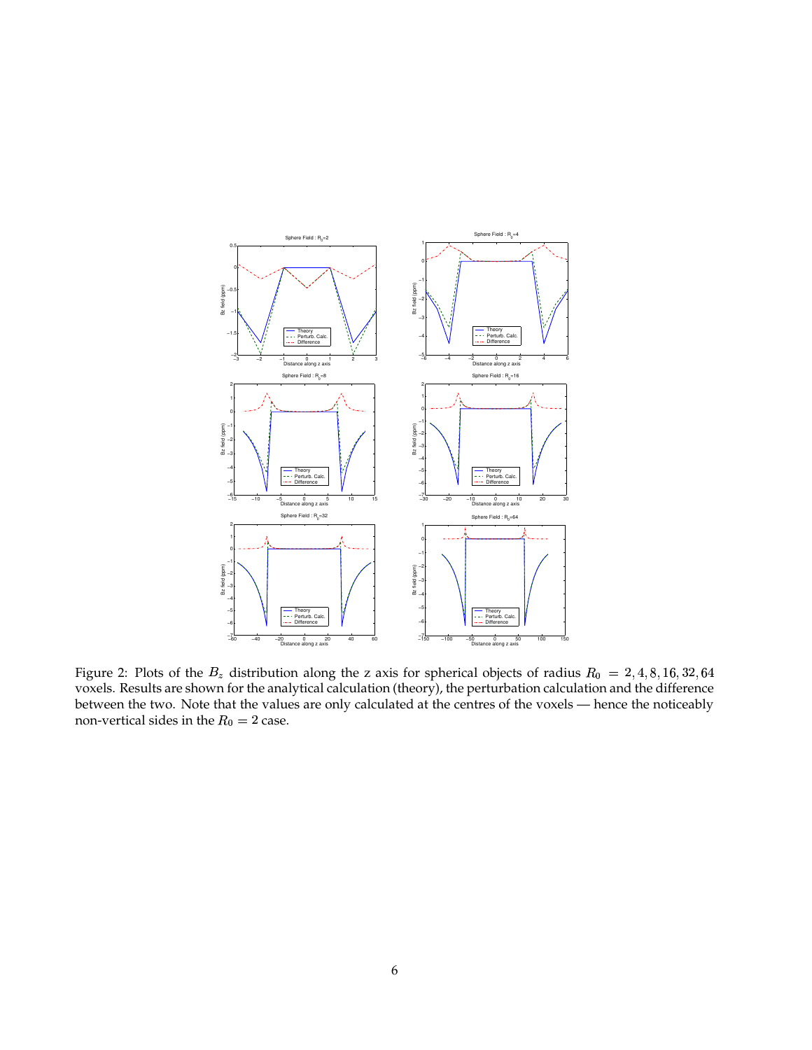Figure 2: Plots of the $B_z$ distribution along the z axis for spherical objects of radius $R_0 = 2, 4, 8, 16, 32, 64$ voxels. Results are shown for the analytical calculation (theory), the perturbation calculation and the difference between the two. Note that the values are only calculated at the centres of the voxels — hence the noticeably non-vertical sides in the $R_0 = 2$ case.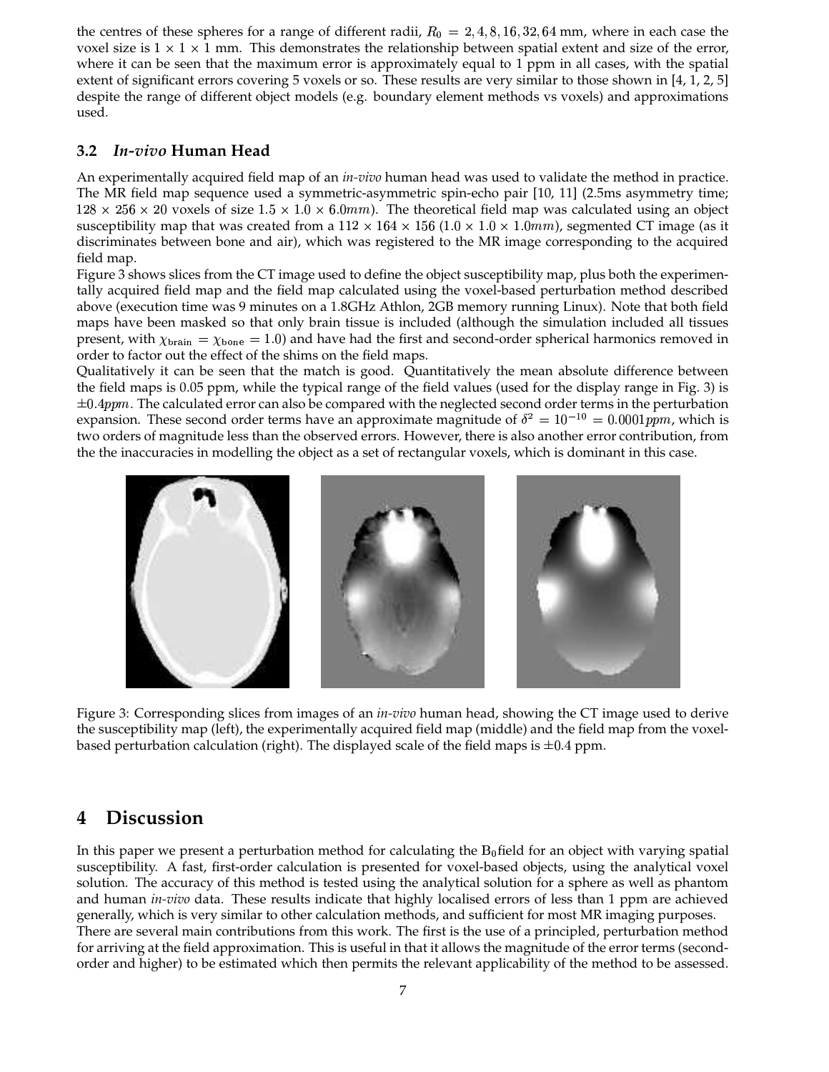the centres of these spheres for a range of different radii, $R_0 = 2, 4, 8, 16, 32, 64$ mm, where in each case the voxel size is $1 \times 1 \times 1$ mm. This demonstrates the relationship between spatial extent and size of the error, where it can be seen that the maximum error is approximately equal to 1 ppm in all cases, with the spatial extent of significant errors covering 5 voxels or so. These results are very similar to those shown in [4, 1, 2, 5] despite the range of different object models (e.g. boundary element methods vs voxels) and approximations used.

### 3.2 *In-vivo* Human Head

An experimentally acquired field map of an *in-vivo* human head was used to validate the method in practice. The MR field map sequence used a symmetric-asymmetric spin-echo pair [10, 11] (2.5ms asymmetry time; $128 \times 256 \times 20$ voxels of size $1.5 \times 1.0 \times 6.0mm$). The theoretical field map was calculated using an object susceptibility map that was created from a $112 \times 164 \times 156$ ($1.0 \times 1.0 \times 1.0mm$), segmented CT image (as it discriminates between bone and air), which was registered to the MR image corresponding to the acquired field map.

Figure 3 shows slices from the CT image used to define the object susceptibility map, plus both the experimentally acquired field map and the field map calculated using the voxel-based perturbation method described above (execution time was 9 minutes on a 1.8GHz Athlon, 2GB memory running Linux). Note that both field maps have been masked so that only brain tissue is included (although the simulation included all tissues present, with $\chi_{\text{brain}} = \chi_{\text{bone}} = 1.0$) and have had the first and second-order spherical harmonics removed in order to factor out the effect of the shims on the field maps.

Qualitatively it can be seen that the match is good. Quantitatively the mean absolute difference between the field maps is 0.05 ppm, while the typical range of the field values (used for the display range in Fig. 3) is $\pm 0.4ppm$. The calculated error can also be compared with the neglected second order terms in the perturbation expansion. These second order terms have an approximate magnitude of $\delta^2 = 10^{-10} = 0.0001ppm$, which is two orders of magnitude less than the observed errors. However, there is also another error contribution, from the the inaccuracies in modelling the object as a set of rectangular voxels, which is dominant in this case.

Figure 3: Corresponding slices from images of an *in-vivo* human head, showing the CT image used to derive the susceptibility map (left), the experimentally acquired field map (middle) and the field map from the voxel-based perturbation calculation (right). The displayed scale of the field maps is $\pm 0.4$ ppm.

## 4 Discussion

In this paper we present a perturbation method for calculating the $B_0$ field for an object with varying spatial susceptibility. A fast, first-order calculation is presented for voxel-based objects, using the analytical voxel solution. The accuracy of this method is tested using the analytical solution for a sphere as well as phantom and human *in-vivo* data. These results indicate that highly localised errors of less than 1 ppm are achieved generally, which is very similar to other calculation methods, and sufficient for most MR imaging purposes.

There are several main contributions from this work. The first is the use of a principled, perturbation method for arriving at the field approximation. This is useful in that it allows the magnitude of the error terms (second-order and higher) to be estimated which then permits the relevant applicability of the method to be assessed.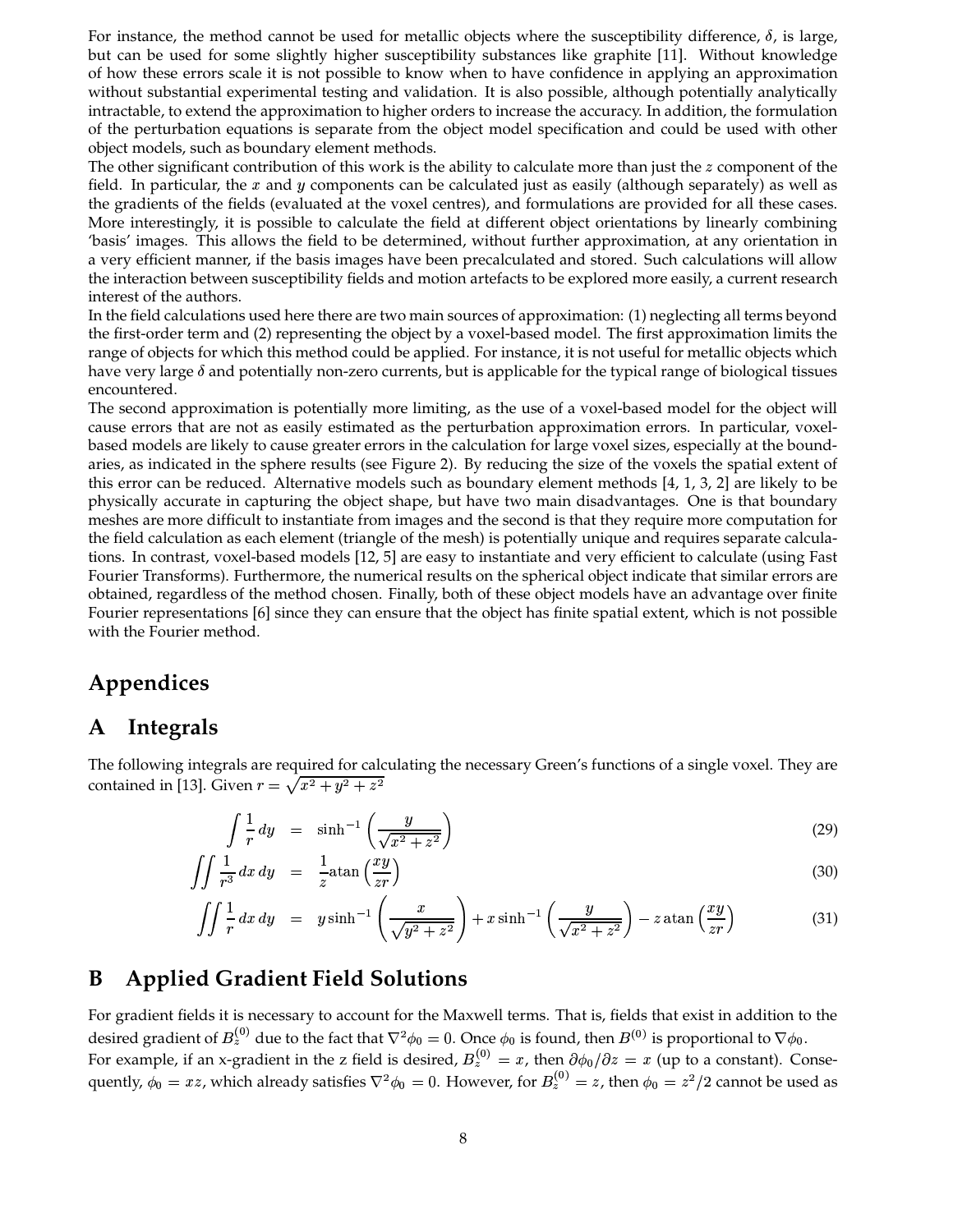For instance, the method cannot be used for metallic objects where the susceptibility difference, $\delta$, is large, but can be used for some slightly higher susceptibility substances like graphite [11]. Without knowledge of how these errors scale it is not possible to know when to have confidence in applying an approximation without substantial experimental testing and validation. It is also possible, although potentially analytically intractable, to extend the approximation to higher orders to increase the accuracy. In addition, the formulation of the perturbation equations is separate from the object model specification and could be used with other object models, such as boundary element methods.

The other significant contribution of this work is the ability to calculate more than just the $z$ component of the field. In particular, the $x$ and $y$ components can be calculated just as easily (although separately) as well as the gradients of the fields (evaluated at the voxel centres), and formulations are provided for all these cases. More interestingly, it is possible to calculate the field at different object orientations by linearly combining 'basis' images. This allows the field to be determined, without further approximation, at any orientation in a very efficient manner, if the basis images have been precalculated and stored. Such calculations will allow the interaction between susceptibility fields and motion artefacts to be explored more easily, a current research interest of the authors.

In the field calculations used here there are two main sources of approximation: (1) neglecting all terms beyond the first-order term and (2) representing the object by a voxel-based model. The first approximation limits the range of objects for which this method could be applied. For instance, it is not useful for metallic objects which have very large $\delta$ and potentially non-zero currents, but is applicable for the typical range of biological tissues encountered.

The second approximation is potentially more limiting, as the use of a voxel-based model for the object will cause errors that are not as easily estimated as the perturbation approximation errors. In particular, voxel-based models are likely to cause greater errors in the calculation for large voxel sizes, especially at the boundaries, as indicated in the sphere results (see Figure 2). By reducing the size of the voxels the spatial extent of this error can be reduced. Alternative models such as boundary element methods [4, 1, 3, 2] are likely to be physically accurate in capturing the object shape, but have two main disadvantages. One is that boundary meshes are more difficult to instantiate from images and the second is that they require more computation for the field calculation as each element (triangle of the mesh) is potentially unique and requires separate calculations. In contrast, voxel-based models [12, 5] are easy to instantiate and very efficient to calculate (using Fast Fourier Transforms). Furthermore, the numerical results on the spherical object indicate that similar errors are obtained, regardless of the method chosen. Finally, both of these object models have an advantage over finite Fourier representations [6] since they can ensure that the object has finite spatial extent, which is not possible with the Fourier method.

# Appendices

## A Integrals

The following integrals are required for calculating the necessary Green's functions of a single voxel. They are contained in [13]. Given $r = \sqrt{x^2 + y^2 + z^2}$

$$\int \frac{1}{r}\, dy = \sinh^{-1}\left(\frac{y}{\sqrt{x^2+z^2}}\right) \tag{29}$$

$$\iint \frac{1}{r^3}\, dx\, dy = \frac{1}{z}\text{atan}\left(\frac{xy}{zr}\right) \tag{30}$$

$$\iint \frac{1}{r}\, dx\, dy = y \sinh^{-1}\left(\frac{x}{\sqrt{y^2+z^2}}\right) + x \sinh^{-1}\left(\frac{y}{\sqrt{x^2+z^2}}\right) - z\,\text{atan}\left(\frac{xy}{zr}\right) \tag{31}$$

## B Applied Gradient Field Solutions

For gradient fields it is necessary to account for the Maxwell terms. That is, fields that exist in addition to the desired gradient of $B_z^{(0)}$ due to the fact that $\nabla^2 \phi_0 = 0$. Once $\phi_0$ is found, then $B^{(0)}$ is proportional to $\nabla \phi_0$.

For example, if an x-gradient in the z field is desired, $B_z^{(0)} = x$, then $\partial \phi_0 / \partial z = x$ (up to a constant). Consequently, $\phi_0 = xz$, which already satisfies $\nabla^2 \phi_0 = 0$. However, for $B_z^{(0)} = z$, then $\phi_0 = z^2/2$ cannot be used as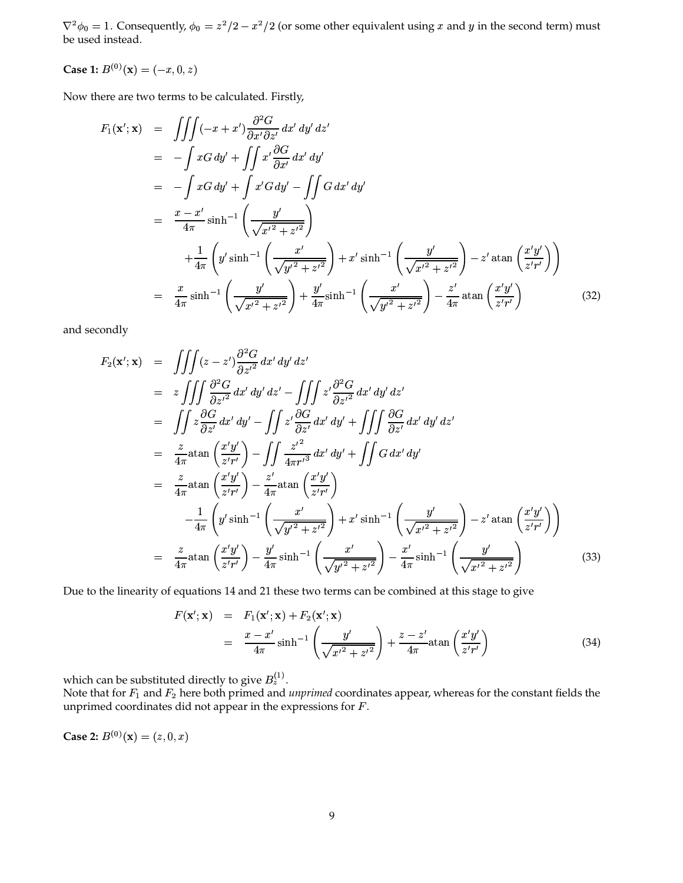$\nabla^2 \phi_0 = 1$. Consequently, $\phi_0 = z^2/2 - x^2/2$ (or some other equivalent using $x$ and $y$ in the second term) must be used instead.

**Case 1:** $B^{(0)}(\mathbf{x}) = (-x, 0, z)$

Now there are two terms to be calculated. Firstly,

$$
\begin{aligned}
F_1(\mathbf{x}'; \mathbf{x}) &= \iiint (-x + x') \frac{\partial^2 G}{\partial x' \partial z'} \, dx' \, dy' \, dz' \\
&= -\int x G \, dy' + \iint x' \frac{\partial G}{\partial x'} \, dx' \, dy' \\
&= -\int x G \, dy' + \int x' G \, dy' - \iint G \, dx' \, dy' \\
&= \frac{x - x'}{4\pi} \sinh^{-1}\left(\frac{y'}{\sqrt{x'^2 + z'^2}}\right) \\
&\quad + \frac{1}{4\pi}\left(y' \sinh^{-1}\left(\frac{x'}{\sqrt{y'^2 + z'^2}}\right) + x' \sinh^{-1}\left(\frac{y'}{\sqrt{x'^2 + z'^2}}\right) - z' \,\mathrm{atan}\left(\frac{x'y'}{z'r'}\right)\right) \\
&= \frac{x}{4\pi} \sinh^{-1}\left(\frac{y'}{\sqrt{x'^2 + z'^2}}\right) + \frac{y'}{4\pi} \sinh^{-1}\left(\frac{x'}{\sqrt{y'^2 + z'^2}}\right) - \frac{z'}{4\pi} \,\mathrm{atan}\left(\frac{x'y'}{z'r'}\right)
\end{aligned}
\tag{32}
$$

and secondly

$$
\begin{aligned}
F_2(\mathbf{x}'; \mathbf{x}) &= \iiint (z - z') \frac{\partial^2 G}{\partial z'^2} \, dx' \, dy' \, dz' \\
&= z \iiint \frac{\partial^2 G}{\partial z'^2} \, dx' \, dy' \, dz' - \iiint z' \frac{\partial^2 G}{\partial z'^2} \, dx' \, dy' \, dz' \\
&= \iint z \frac{\partial G}{\partial z'} \, dx' \, dy' - \iint z' \frac{\partial G}{\partial z'} \, dx' \, dy' + \iiint \frac{\partial G}{\partial z'} \, dx' \, dy' \, dz' \\
&= \frac{z}{4\pi} \mathrm{atan}\left(\frac{x'y'}{z'r'}\right) - \iint \frac{z'^2}{4\pi r'^3} \, dx' \, dy' + \iint G \, dx' \, dy' \\
&= \frac{z}{4\pi} \mathrm{atan}\left(\frac{x'y'}{z'r'}\right) - \frac{z'}{4\pi} \mathrm{atan}\left(\frac{x'y'}{z'r'}\right) \\
&\quad - \frac{1}{4\pi}\left(y' \sinh^{-1}\left(\frac{x'}{\sqrt{y'^2 + z'^2}}\right) + x' \sinh^{-1}\left(\frac{y'}{\sqrt{x'^2 + z'^2}}\right) - z' \,\mathrm{atan}\left(\frac{x'y'}{z'r'}\right)\right) \\
&= \frac{z}{4\pi} \mathrm{atan}\left(\frac{x'y'}{z'r'}\right) - \frac{y'}{4\pi} \sinh^{-1}\left(\frac{x'}{\sqrt{y'^2 + z'^2}}\right) - \frac{x'}{4\pi} \sinh^{-1}\left(\frac{y'}{\sqrt{x'^2 + z'^2}}\right)
\end{aligned}
\tag{33}
$$

Due to the linearity of equations 14 and 21 these two terms can be combined at this stage to give

$$
\begin{aligned}
F(\mathbf{x}'; \mathbf{x}) &= F_1(\mathbf{x}'; \mathbf{x}) + F_2(\mathbf{x}'; \mathbf{x}) \\
&= \frac{x - x'}{4\pi} \sinh^{-1}\left(\frac{y'}{\sqrt{x'^2 + z'^2}}\right) + \frac{z - z'}{4\pi} \mathrm{atan}\left(\frac{x'y'}{z'r'}\right)
\end{aligned}
\tag{34}
$$

which can be substituted directly to give $B_z^{(1)}$.
Note that for $F_1$ and $F_2$ here both primed and *unprimed* coordinates appear, whereas for the constant fields the unprimed coordinates did not appear in the expressions for $F$.

**Case 2:** $B^{(0)}(\mathbf{x}) = (z, 0, x)$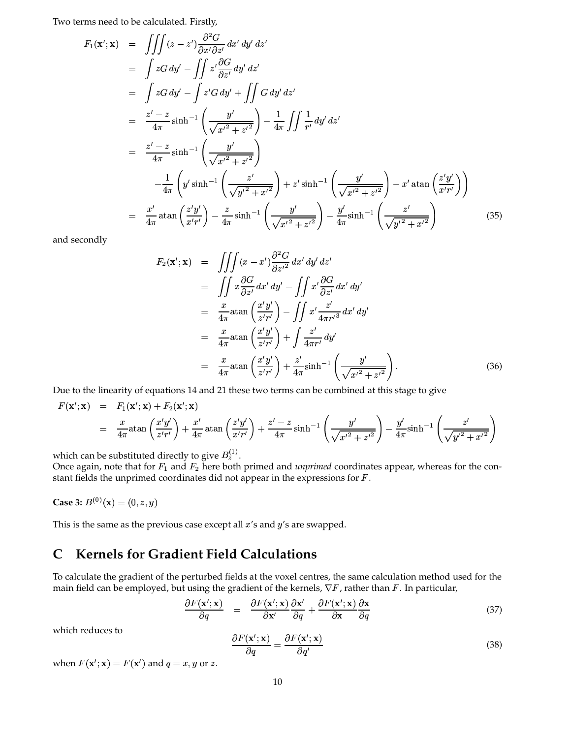Two terms need to be calculated. Firstly,

$$
\begin{aligned}
F_1(\mathbf{x}';\mathbf{x}) &= \iiint (z-z')\frac{\partial^2 G}{\partial x' \partial z'}\,dx'\,dy'\,dz' \\
&= \int zG\,dy' - \iint z'\frac{\partial G}{\partial z'}\,dy'\,dz' \\
&= \int zG\,dy' - \int z'G\,dy' + \iint G\,dy'\,dz' \\
&= \frac{z'-z}{4\pi}\sinh^{-1}\left(\frac{y'}{\sqrt{x'^2+z'^2}}\right) - \frac{1}{4\pi}\iint \frac{1}{r'}\,dy'\,dz' \\
&= \frac{z'-z}{4\pi}\sinh^{-1}\left(\frac{y'}{\sqrt{x'^2+z'^2}}\right) \\
&\quad -\frac{1}{4\pi}\left(y'\sinh^{-1}\left(\frac{z'}{\sqrt{y'^2+x'^2}}\right) + z'\sinh^{-1}\left(\frac{y'}{\sqrt{x'^2+z'^2}}\right) - x'\,\mathrm{atan}\left(\frac{z'y'}{x'r'}\right)\right) \\
&= \frac{x'}{4\pi}\,\mathrm{atan}\left(\frac{z'y'}{x'r'}\right) - \frac{z}{4\pi}\sinh^{-1}\left(\frac{y'}{\sqrt{x'^2+z'^2}}\right) - \frac{y'}{4\pi}\sinh^{-1}\left(\frac{z'}{\sqrt{y'^2+x'^2}}\right) \qquad (35)
\end{aligned}
$$

and secondly

$$
\begin{aligned}
F_2(\mathbf{x}';\mathbf{x}) &= \iiint (x-x')\frac{\partial^2 G}{\partial z'^2}\,dx'\,dy'\,dz' \\
&= \iint x\frac{\partial G}{\partial z'}\,dx'\,dy' - \iint x'\frac{\partial G}{\partial z'}\,dx'\,dy' \\
&= \frac{x}{4\pi}\mathrm{atan}\left(\frac{x'y'}{z'r'}\right) - \iint x'\frac{z'}{4\pi r'^3}\,dx'\,dy' \\
&= \frac{x}{4\pi}\mathrm{atan}\left(\frac{x'y'}{z'r'}\right) + \int \frac{z'}{4\pi r'}\,dy' \\
&= \frac{x}{4\pi}\mathrm{atan}\left(\frac{x'y'}{z'r'}\right) + \frac{z'}{4\pi}\sinh^{-1}\left(\frac{y'}{\sqrt{x'^2+z'^2}}\right). \qquad (36)
\end{aligned}
$$

Due to the linearity of equations 14 and 21 these two terms can be combined at this stage to give

$$
\begin{aligned}
F(\mathbf{x}';\mathbf{x}) &= F_1(\mathbf{x}';\mathbf{x}) + F_2(\mathbf{x}';\mathbf{x}) \\
&= \frac{x}{4\pi}\mathrm{atan}\left(\frac{x'y'}{z'r'}\right) + \frac{x'}{4\pi}\,\mathrm{atan}\left(\frac{z'y'}{x'r'}\right) + \frac{z'-z}{4\pi}\sinh^{-1}\left(\frac{y'}{\sqrt{x'^2+z'^2}}\right) - \frac{y'}{4\pi}\sinh^{-1}\left(\frac{z'}{\sqrt{y'^2+x'^2}}\right)
\end{aligned}
$$

which can be substituted directly to give $B_z^{(1)}$.

Once again, note that for $F_1$ and $F_2$ here both primed and *unprimed* coordinates appear, whereas for the constant fields the unprimed coordinates did not appear in the expressions for $F$.

**Case 3:** $B^{(0)}(\mathbf{x}) = (0, z, y)$

This is the same as the previous case except all $x$'s and $y$'s are swapped.

# C Kernels for Gradient Field Calculations

To calculate the gradient of the perturbed fields at the voxel centres, the same calculation method used for the main field can be employed, but using the gradient of the kernels, $\nabla F$, rather than $F$. In particular,

$$
\frac{\partial F(\mathbf{x}';\mathbf{x})}{\partial q} = \frac{\partial F(\mathbf{x}';\mathbf{x})}{\partial \mathbf{x}'}\frac{\partial \mathbf{x}'}{\partial q} + \frac{\partial F(\mathbf{x}';\mathbf{x})}{\partial \mathbf{x}}\frac{\partial \mathbf{x}}{\partial q} \qquad (37)
$$

which reduces to

$$
\frac{\partial F(\mathbf{x}';\mathbf{x})}{\partial q} = \frac{\partial F(\mathbf{x}';\mathbf{x})}{\partial q'} \qquad (38)
$$

when $F(\mathbf{x}';\mathbf{x}) = F(\mathbf{x}')$ and $q = x, y$ or $z$.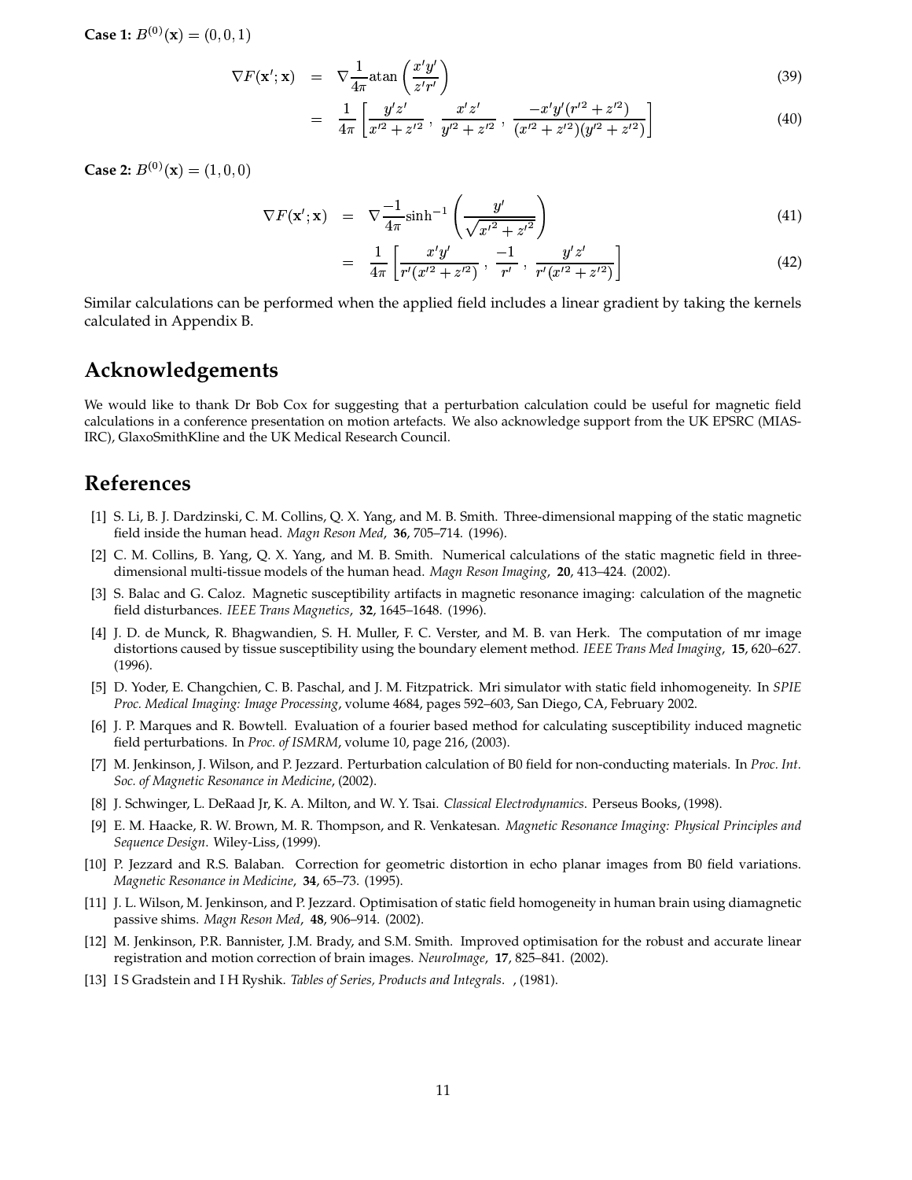**Case 1:** $B^{(0)}(\mathbf{x}) = (0, 0, 1)$

$$
\begin{aligned}
\nabla F(\mathbf{x}'; \mathbf{x}) &= \nabla \frac{1}{4\pi} \mathrm{atan}\left(\frac{x'y'}{z'r'}\right) && (39) \\
&= \frac{1}{4\pi} \left[ \frac{y'z'}{x'^2 + z'^2} \, , \, \frac{x'z'}{y'^2 + z'^2} \, , \, \frac{-x'y'(r'^2 + z'^2)}{(x'^2 + z'^2)(y'^2 + z'^2)} \right] && (40)
\end{aligned}
$$

**Case 2:** $B^{(0)}(\mathbf{x}) = (1, 0, 0)$

$$
\begin{aligned}
\nabla F(\mathbf{x}'; \mathbf{x}) &= \nabla \frac{-1}{4\pi} \sinh^{-1}\left(\frac{y'}{\sqrt{x'^2 + z'^2}}\right) && (41) \\
&= \frac{1}{4\pi} \left[ \frac{x'y'}{r'(x'^2 + z'^2)} \, , \, \frac{-1}{r'} \, , \, \frac{y'z'}{r'(x'^2 + z'^2)} \right] && (42)
\end{aligned}
$$

Similar calculations can be performed when the applied field includes a linear gradient by taking the kernels calculated in Appendix B.

## Acknowledgements

We would like to thank Dr Bob Cox for suggesting that a perturbation calculation could be useful for magnetic field calculations in a conference presentation on motion artefacts. We also acknowledge support from the UK EPSRC (MIAS-IRC), GlaxoSmithKline and the UK Medical Research Council.

## References

[1] S. Li, B. J. Dardzinski, C. M. Collins, Q. X. Yang, and M. B. Smith. Three-dimensional mapping of the static magnetic field inside the human head. *Magn Reson Med*, **36**, 705–714. (1996).

[2] C. M. Collins, B. Yang, Q. X. Yang, and M. B. Smith. Numerical calculations of the static magnetic field in three-dimensional multi-tissue models of the human head. *Magn Reson Imaging*, **20**, 413–424. (2002).

[3] S. Balac and G. Caloz. Magnetic susceptibility artifacts in magnetic resonance imaging: calculation of the magnetic field disturbances. *IEEE Trans Magnetics*, **32**, 1645–1648. (1996).

[4] J. D. de Munck, R. Bhagwandien, S. H. Muller, F. C. Verster, and M. B. van Herk. The computation of mr image distortions caused by tissue susceptibility using the boundary element method. *IEEE Trans Med Imaging*, **15**, 620–627. (1996).

[5] D. Yoder, E. Changchien, C. B. Paschal, and J. M. Fitzpatrick. Mri simulator with static field inhomogeneity. In *SPIE Proc. Medical Imaging: Image Processing*, volume 4684, pages 592–603, San Diego, CA, February 2002.

[6] J. P. Marques and R. Bowtell. Evaluation of a fourier based method for calculating susceptibility induced magnetic field perturbations. In *Proc. of ISMRM*, volume 10, page 216, (2003).

[7] M. Jenkinson, J. Wilson, and P. Jezzard. Perturbation calculation of B0 field for non-conducting materials. In *Proc. Int. Soc. of Magnetic Resonance in Medicine*, (2002).

[8] J. Schwinger, L. DeRaad Jr, K. A. Milton, and W. Y. Tsai. *Classical Electrodynamics*. Perseus Books, (1998).

[9] E. M. Haacke, R. W. Brown, M. R. Thompson, and R. Venkatesan. *Magnetic Resonance Imaging: Physical Principles and Sequence Design*. Wiley-Liss, (1999).

[10] P. Jezzard and R.S. Balaban. Correction for geometric distortion in echo planar images from B0 field variations. *Magnetic Resonance in Medicine*, **34**, 65–73. (1995).

[11] J. L. Wilson, M. Jenkinson, and P. Jezzard. Optimisation of static field homogeneity in human brain using diamagnetic passive shims. *Magn Reson Med*, **48**, 906–914. (2002).

[12] M. Jenkinson, P.R. Bannister, J.M. Brady, and S.M. Smith. Improved optimisation for the robust and accurate linear registration and motion correction of brain images. *NeuroImage*, **17**, 825–841. (2002).

[13] I S Gradstein and I H Ryshik. *Tables of Series, Products and Integrals*. , (1981).